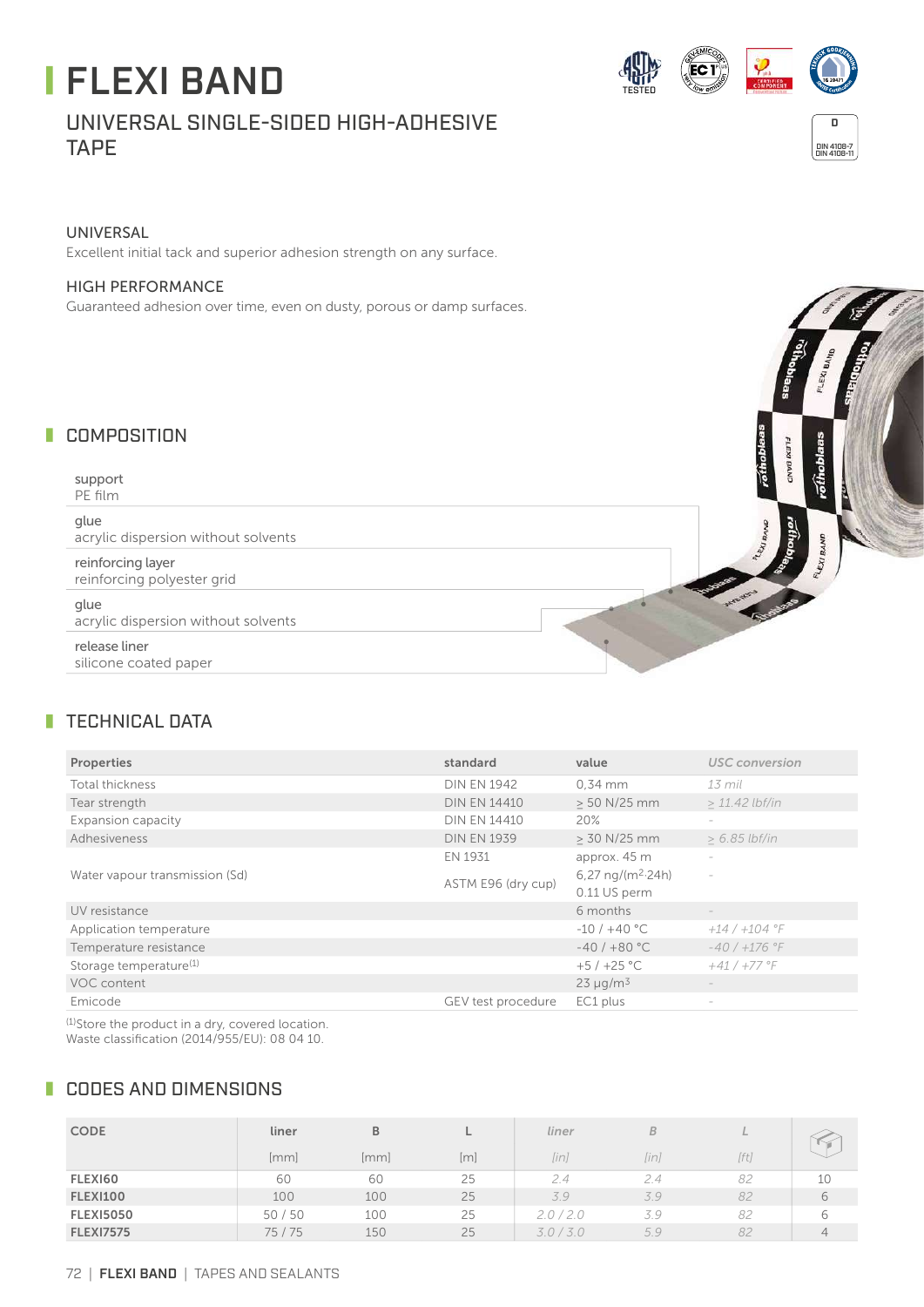# FLEXI BAND

## UNIVERSAL SINGLE-SIDED HIGH-ADHESIVE TAPE

### UNIVERSAL

Excellent initial tack and superior adhesion strength on any surface.

### HIGH PERFORMANCE

Guaranteed adhesion over time, even on dusty, porous or damp surfaces.

## COMPOSITION

**support**
PE film

**glue**
acrylic dispersion without solvents

**reinforcing layer**
reinforcing polyester grid

**glue**
acrylic dispersion without solvents

**release liner**
silicone coated paper

## TECHNICAL DATA

| Properties | standard | value | USC conversion |
|---|---|---|---|
| Total thickness | DIN EN 1942 | 0,34 mm | *13 mil* |
| Tear strength | DIN EN 14410 | ≥ 50 N/25 mm | *≥ 11.42 lbf/in* |
| Expansion capacity | DIN EN 14410 | 20% | - |
| Adhesiveness | DIN EN 1939 | ≥ 30 N/25 mm | *≥ 6.85 lbf/in* |
| Water vapour transmission (Sd) | EN 1931 | approx. 45 m | - |
| | ASTM E96 (dry cup) | 6,27 ng/(m²·24h) 0.11 US perm | - |
| UV resistance | | 6 months | - |
| Application temperature | | -10 / +40 °C | *+14 / +104 °F* |
| Temperature resistance | | -40 / +80 °C | *-40 / +176 °F* |
| Storage temperature[1] | | +5 / +25 °C | *+41 / +77 °F* |
| VOC content | | 23 μg/m³ | - |
| Emicode | GEV test procedure | EC1 plus | - |

[1]Store the product in a dry, covered location.
Waste classification (2014/955/EU): 08 04 10.

## CODES AND DIMENSIONS

| CODE | liner | B | L | *liner* | *B* | *L* | pcs |
|---|---|---|---|---|---|---|---|
| | [mm] | [mm] | [m] | *[in]* | *[in]* | *[ft]* | |
| **FLEXI60** | 60 | 60 | 25 | *2.4* | *2.4* | *82* | 10 |
| **FLEXI100** | 100 | 100 | 25 | *3.9* | *3.9* | *82* | 6 |
| **FLEXI5050** | 50 / 50 | 100 | 25 | *2.0 / 2.0* | *3.9* | *82* | 6 |
| **FLEXI7575** | 75 / 75 | 150 | 25 | *3.0 / 3.0* | *5.9* | *82* | 4 |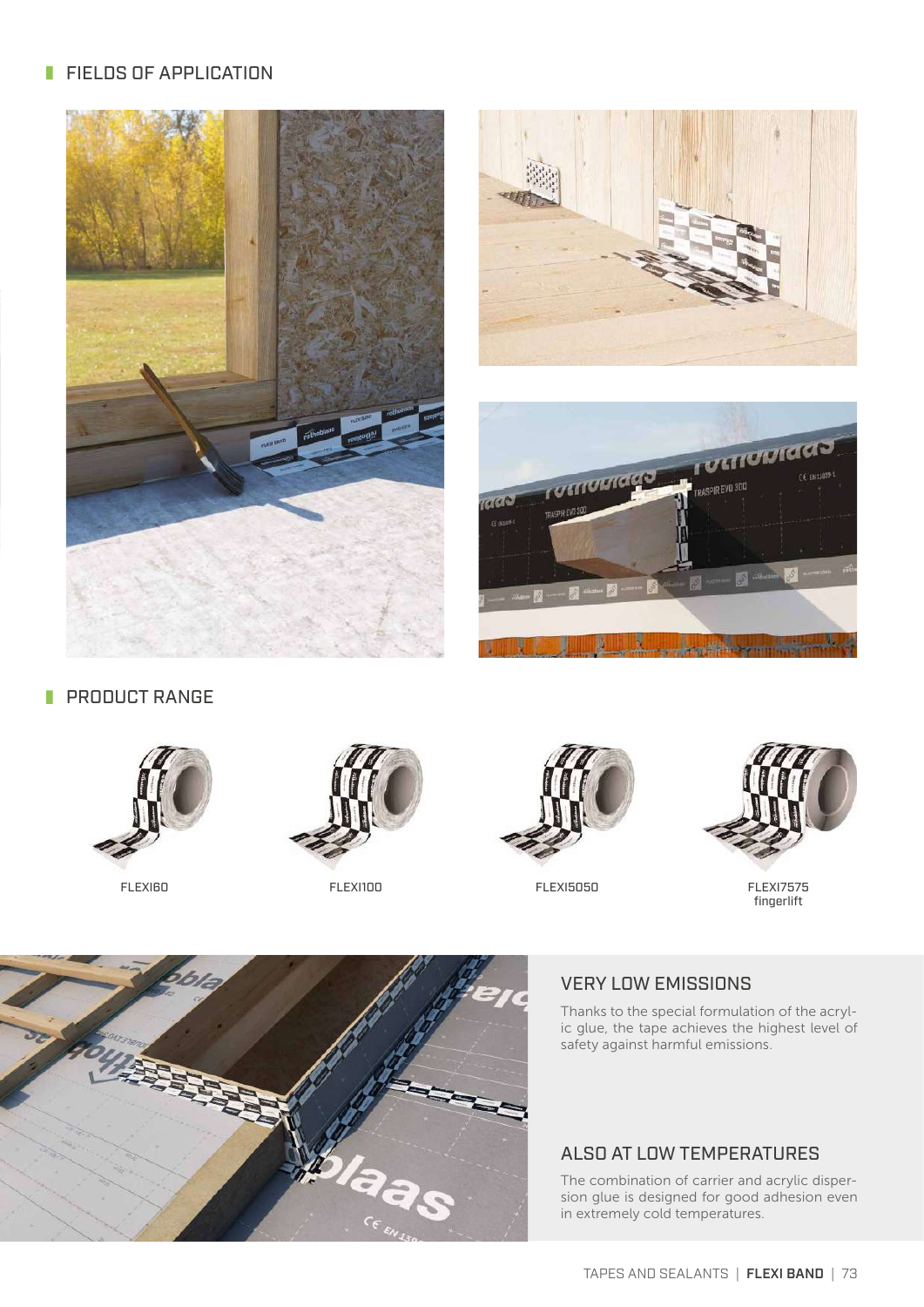## FIELDS OF APPLICATION

## PRODUCT RANGE

FLEXI60

FLEXI100

FLEXI5050

FLEXI7575
fingerlift

### VERY LOW EMISSIONS

Thanks to the special formulation of the acrylic glue, the tape achieves the highest level of safety against harmful emissions.

### ALSO AT LOW TEMPERATURES

The combination of carrier and acrylic dispersion glue is designed for good adhesion even in extremely cold temperatures.